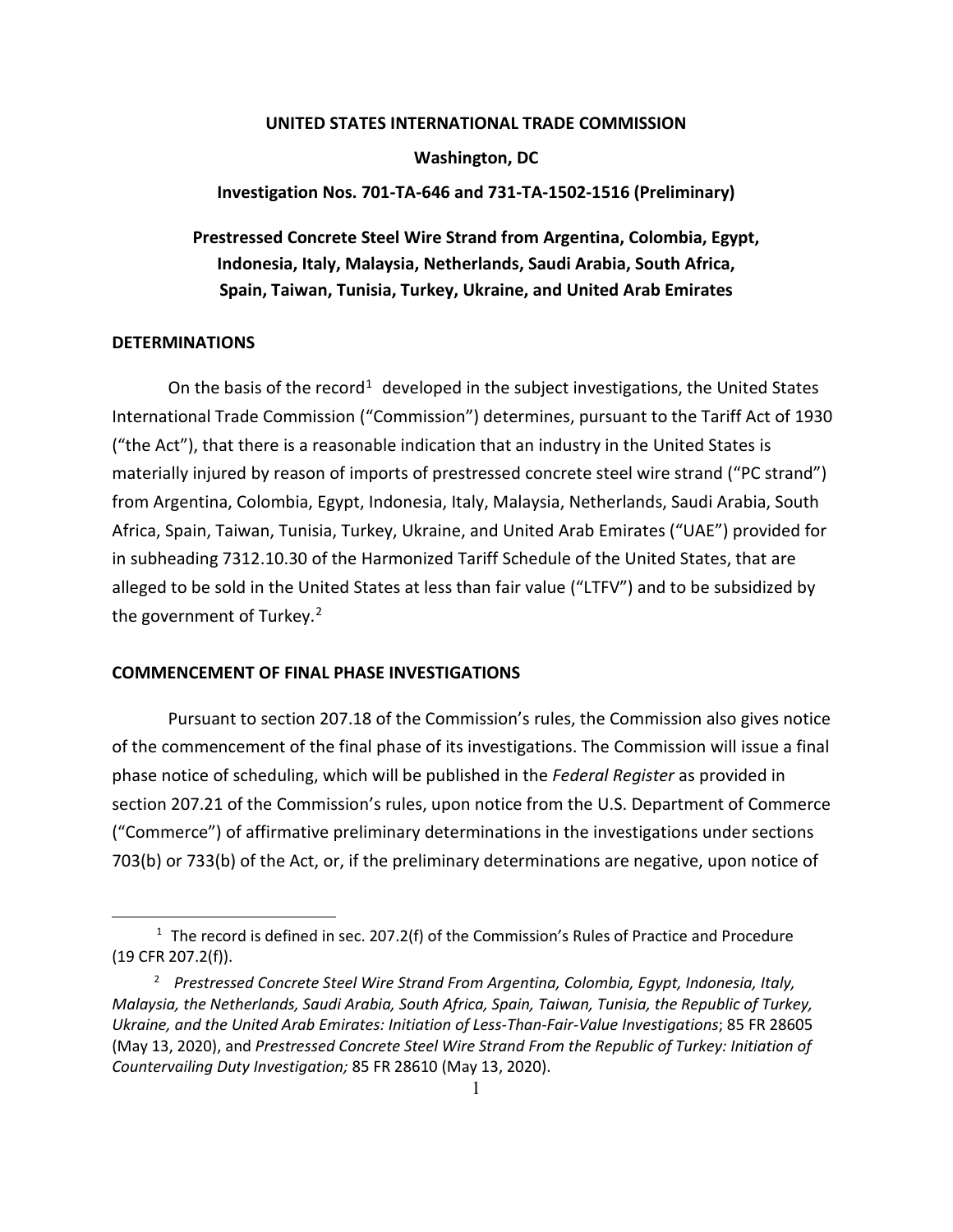**UNITED STATES INTERNATIONAL TRADE COMMISSION**

**Washington, DC**

**Investigation Nos. 701-TA-646 and 731-TA-1502-1516 (Preliminary)**

# Prestressed Concrete Steel Wire Strand from Argentina, Colombia, Egypt, Indonesia, Italy, Malaysia, Netherlands, Saudi Arabia, South Africa, Spain, Taiwan, Tunisia, Turkey, Ukraine, and United Arab Emirates

## DETERMINATIONS

On the basis of the record[1] developed in the subject investigations, the United States International Trade Commission ("Commission") determines, pursuant to the Tariff Act of 1930 ("the Act"), that there is a reasonable indication that an industry in the United States is materially injured by reason of imports of prestressed concrete steel wire strand ("PC strand") from Argentina, Colombia, Egypt, Indonesia, Italy, Malaysia, Netherlands, Saudi Arabia, South Africa, Spain, Taiwan, Tunisia, Turkey, Ukraine, and United Arab Emirates ("UAE") provided for in subheading 7312.10.30 of the Harmonized Tariff Schedule of the United States, that are alleged to be sold in the United States at less than fair value ("LTFV") and to be subsidized by the government of Turkey.[2]

## COMMENCEMENT OF FINAL PHASE INVESTIGATIONS

Pursuant to section 207.18 of the Commission's rules, the Commission also gives notice of the commencement of the final phase of its investigations. The Commission will issue a final phase notice of scheduling, which will be published in the *Federal Register* as provided in section 207.21 of the Commission's rules, upon notice from the U.S. Department of Commerce ("Commerce") of affirmative preliminary determinations in the investigations under sections 703(b) or 733(b) of the Act, or, if the preliminary determinations are negative, upon notice of

---

[1] The record is defined in sec. 207.2(f) of the Commission's Rules of Practice and Procedure (19 CFR 207.2(f)).

[2] *Prestressed Concrete Steel Wire Strand From Argentina, Colombia, Egypt, Indonesia, Italy, Malaysia, the Netherlands, Saudi Arabia, South Africa, Spain, Taiwan, Tunisia, the Republic of Turkey, Ukraine, and the United Arab Emirates: Initiation of Less-Than-Fair-Value Investigations*; 85 FR 28605 (May 13, 2020), and *Prestressed Concrete Steel Wire Strand From the Republic of Turkey: Initiation of Countervailing Duty Investigation;* 85 FR 28610 (May 13, 2020).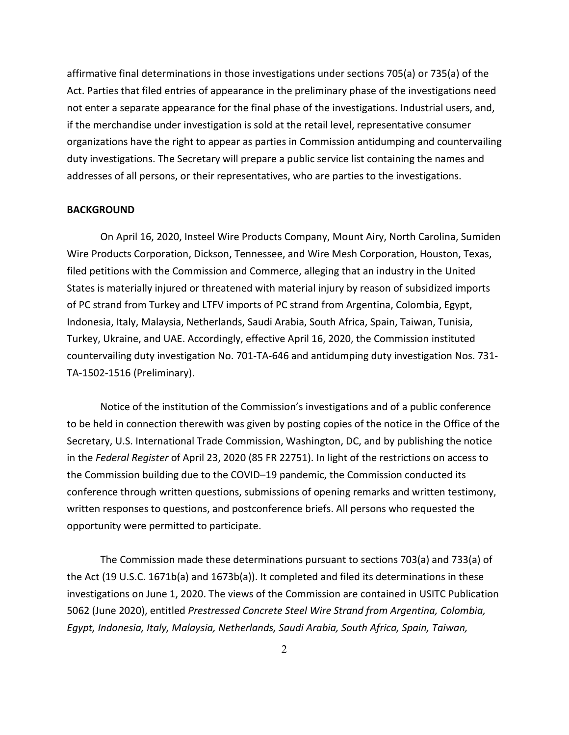affirmative final determinations in those investigations under sections 705(a) or 735(a) of the Act. Parties that filed entries of appearance in the preliminary phase of the investigations need not enter a separate appearance for the final phase of the investigations. Industrial users, and, if the merchandise under investigation is sold at the retail level, representative consumer organizations have the right to appear as parties in Commission antidumping and countervailing duty investigations. The Secretary will prepare a public service list containing the names and addresses of all persons, or their representatives, who are parties to the investigations.

**BACKGROUND**

On April 16, 2020, Insteel Wire Products Company, Mount Airy, North Carolina, Sumiden Wire Products Corporation, Dickson, Tennessee, and Wire Mesh Corporation, Houston, Texas, filed petitions with the Commission and Commerce, alleging that an industry in the United States is materially injured or threatened with material injury by reason of subsidized imports of PC strand from Turkey and LTFV imports of PC strand from Argentina, Colombia, Egypt, Indonesia, Italy, Malaysia, Netherlands, Saudi Arabia, South Africa, Spain, Taiwan, Tunisia, Turkey, Ukraine, and UAE. Accordingly, effective April 16, 2020, the Commission instituted countervailing duty investigation No. 701-TA-646 and antidumping duty investigation Nos. 731-TA-1502-1516 (Preliminary).

Notice of the institution of the Commission's investigations and of a public conference to be held in connection therewith was given by posting copies of the notice in the Office of the Secretary, U.S. International Trade Commission, Washington, DC, and by publishing the notice in the *Federal Register* of April 23, 2020 (85 FR 22751). In light of the restrictions on access to the Commission building due to the COVID–19 pandemic, the Commission conducted its conference through written questions, submissions of opening remarks and written testimony, written responses to questions, and postconference briefs. All persons who requested the opportunity were permitted to participate.

The Commission made these determinations pursuant to sections 703(a) and 733(a) of the Act (19 U.S.C. 1671b(a) and 1673b(a)). It completed and filed its determinations in these investigations on June 1, 2020. The views of the Commission are contained in USITC Publication 5062 (June 2020), entitled *Prestressed Concrete Steel Wire Strand from Argentina, Colombia, Egypt, Indonesia, Italy, Malaysia, Netherlands, Saudi Arabia, South Africa, Spain, Taiwan,*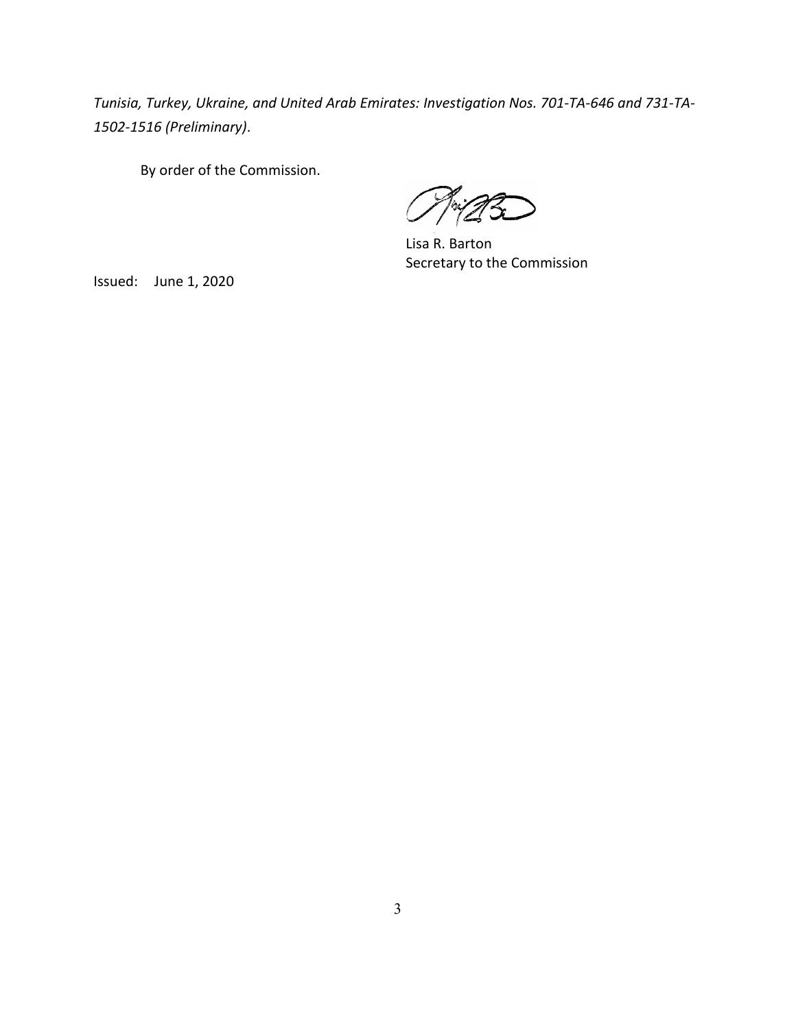*Tunisia, Turkey, Ukraine, and United Arab Emirates: Investigation Nos. 701-TA-646 and 731-TA-1502-1516 (Preliminary)*.

By order of the Commission.

Lisa R. Barton
Secretary to the Commission

Issued: June 1, 2020